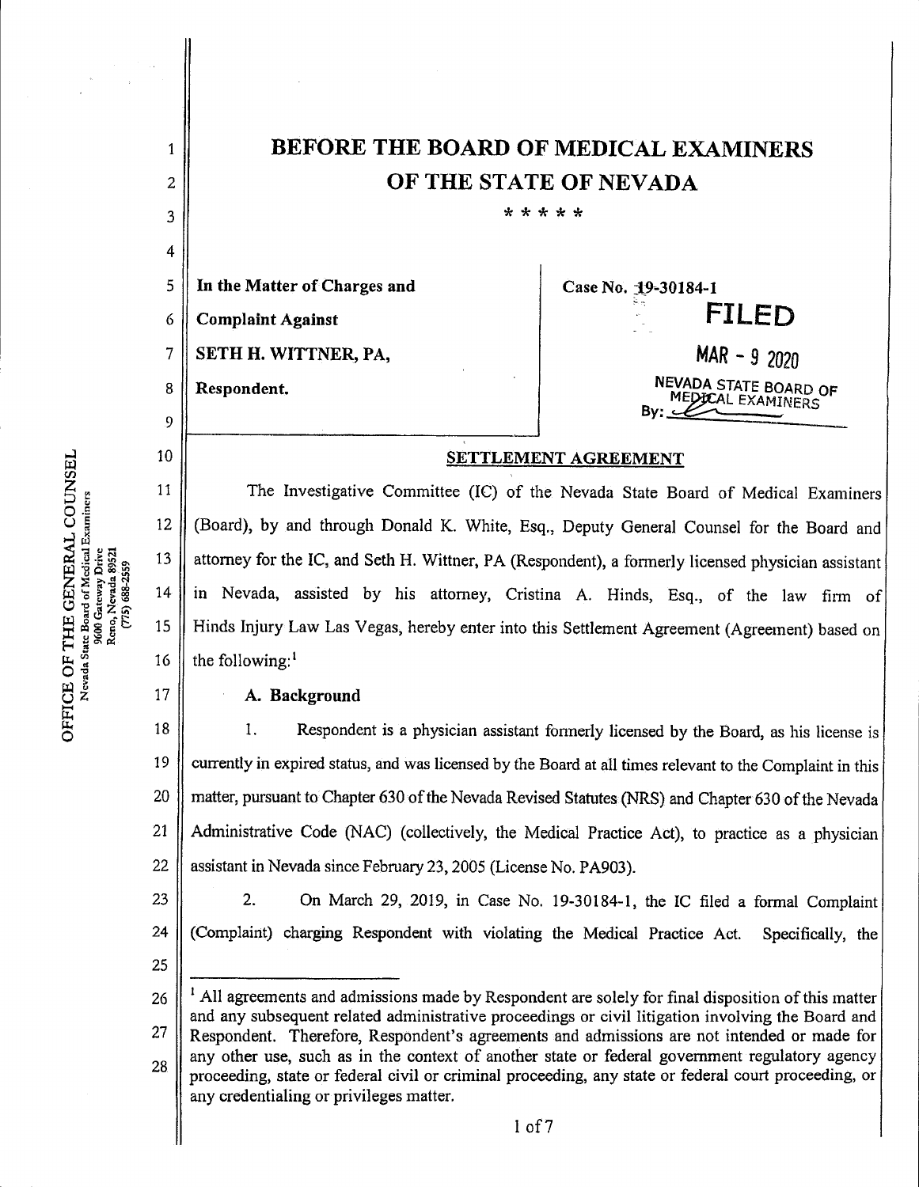# BEFORE THE BOARD OF MEDICAL EXAMINERS OF THE STATE OF NEVADA

\* \* \* \* \*

| | |
|---|---|
| **In the Matter of Charges and Complaint Against SETH H. WITTNER, PA, Respondent.** | **Case No. 19-30184-1** |
| | **FILED** MAR - 9 2020 NEVADA STATE BOARD OF MEDICAL EXAMINERS By: |

OFFICE OF THE GENERAL COUNSEL
Nevada State Board of Medical Examiners
9600 Gateway Drive
Reno, Nevada 89521
(775) 688-2559

## SETTLEMENT AGREEMENT

The Investigative Committee (IC) of the Nevada State Board of Medical Examiners (Board), by and through Donald K. White, Esq., Deputy General Counsel for the Board and attorney for the IC, and Seth H. Wittner, PA (Respondent), a formerly licensed physician assistant in Nevada, assisted by his attorney, Cristina A. Hinds, Esq., of the law firm of Hinds Injury Law Las Vegas, hereby enter into this Settlement Agreement (Agreement) based on the following:[1]

### A. Background

1. Respondent is a physician assistant formerly licensed by the Board, as his license is currently in expired status, and was licensed by the Board at all times relevant to the Complaint in this matter, pursuant to Chapter 630 of the Nevada Revised Statutes (NRS) and Chapter 630 of the Nevada Administrative Code (NAC) (collectively, the Medical Practice Act), to practice as a physician assistant in Nevada since February 23, 2005 (License No. PA903).

2. On March 29, 2019, in Case No. 19-30184-1, the IC filed a formal Complaint (Complaint) charging Respondent with violating the Medical Practice Act. Specifically, the

---

[1] All agreements and admissions made by Respondent are solely for final disposition of this matter and any subsequent related administrative proceedings or civil litigation involving the Board and Respondent. Therefore, Respondent's agreements and admissions are not intended or made for any other use, such as in the context of another state or federal government regulatory agency proceeding, state or federal civil or criminal proceeding, any state or federal court proceeding, or any credentialing or privileges matter.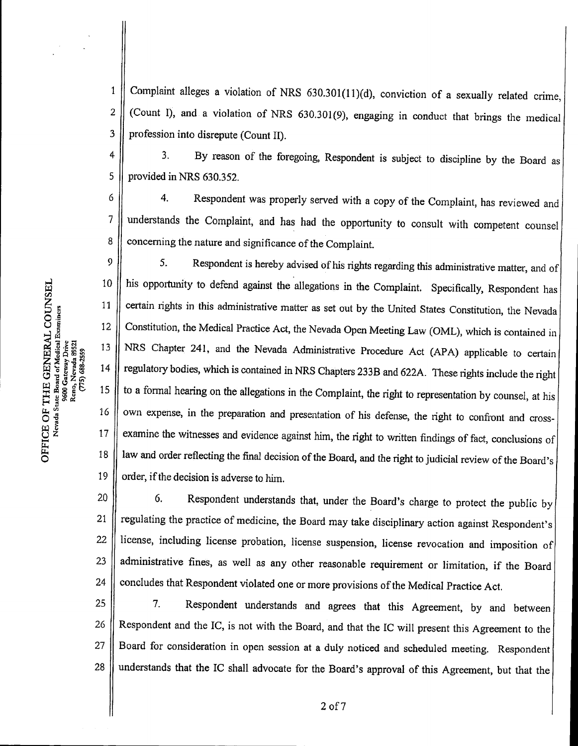Complaint alleges a violation of NRS 630.301(11)(d), conviction of a sexually related crime, (Count I), and a violation of NRS 630.301(9), engaging in conduct that brings the medical profession into disrepute (Count II).

3. By reason of the foregoing, Respondent is subject to discipline by the Board as provided in NRS 630.352.

4. Respondent was properly served with a copy of the Complaint, has reviewed and understands the Complaint, and has had the opportunity to consult with competent counsel concerning the nature and significance of the Complaint.

5. Respondent is hereby advised of his rights regarding this administrative matter, and of his opportunity to defend against the allegations in the Complaint. Specifically, Respondent has certain rights in this administrative matter as set out by the United States Constitution, the Nevada Constitution, the Medical Practice Act, the Nevada Open Meeting Law (OML), which is contained in NRS Chapter 241, and the Nevada Administrative Procedure Act (APA) applicable to certain regulatory bodies, which is contained in NRS Chapters 233B and 622A. These rights include the right to a formal hearing on the allegations in the Complaint, the right to representation by counsel, at his own expense, in the preparation and presentation of his defense, the right to confront and cross-examine the witnesses and evidence against him, the right to written findings of fact, conclusions of law and order reflecting the final decision of the Board, and the right to judicial review of the Board's order, if the decision is adverse to him.

6. Respondent understands that, under the Board's charge to protect the public by regulating the practice of medicine, the Board may take disciplinary action against Respondent's license, including license probation, license suspension, license revocation and imposition of administrative fines, as well as any other reasonable requirement or limitation, if the Board concludes that Respondent violated one or more provisions of the Medical Practice Act.

7. Respondent understands and agrees that this Agreement, by and between Respondent and the IC, is not with the Board, and that the IC will present this Agreement to the Board for consideration in open session at a duly noticed and scheduled meeting. Respondent understands that the IC shall advocate for the Board's approval of this Agreement, but that the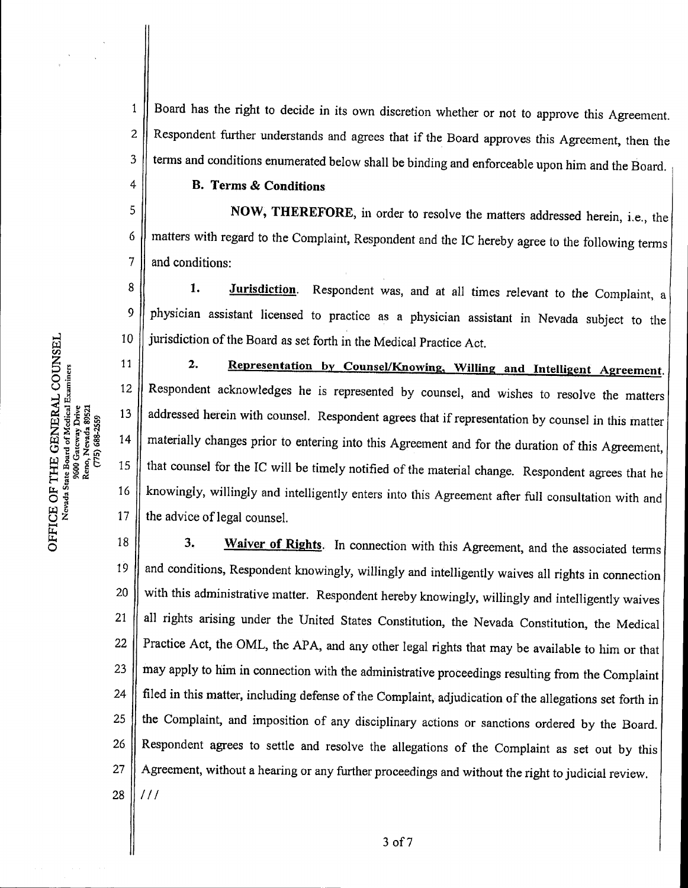Board has the right to decide in its own discretion whether or not to approve this Agreement. Respondent further understands and agrees that if the Board approves this Agreement, then the terms and conditions enumerated below shall be binding and enforceable upon him and the Board.

**B. Terms & Conditions**

**NOW, THEREFORE,** in order to resolve the matters addressed herein, i.e., the matters with regard to the Complaint, Respondent and the IC hereby agree to the following terms and conditions:

**1. Jurisdiction**. Respondent was, and at all times relevant to the Complaint, a physician assistant licensed to practice as a physician assistant in Nevada subject to the jurisdiction of the Board as set forth in the Medical Practice Act.

**2. Representation by Counsel/Knowing, Willing and Intelligent Agreement**. Respondent acknowledges he is represented by counsel, and wishes to resolve the matters addressed herein with counsel. Respondent agrees that if representation by counsel in this matter materially changes prior to entering into this Agreement and for the duration of this Agreement, that counsel for the IC will be timely notified of the material change. Respondent agrees that he knowingly, willingly and intelligently enters into this Agreement after full consultation with and the advice of legal counsel.

**3. Waiver of Rights**. In connection with this Agreement, and the associated terms and conditions, Respondent knowingly, willingly and intelligently waives all rights in connection with this administrative matter. Respondent hereby knowingly, willingly and intelligently waives all rights arising under the United States Constitution, the Nevada Constitution, the Medical Practice Act, the OML, the APA, and any other legal rights that may be available to him or that may apply to him in connection with the administrative proceedings resulting from the Complaint filed in this matter, including defense of the Complaint, adjudication of the allegations set forth in the Complaint, and imposition of any disciplinary actions or sanctions ordered by the Board. Respondent agrees to settle and resolve the allegations of the Complaint as set out by this Agreement, without a hearing or any further proceedings and without the right to judicial review.

///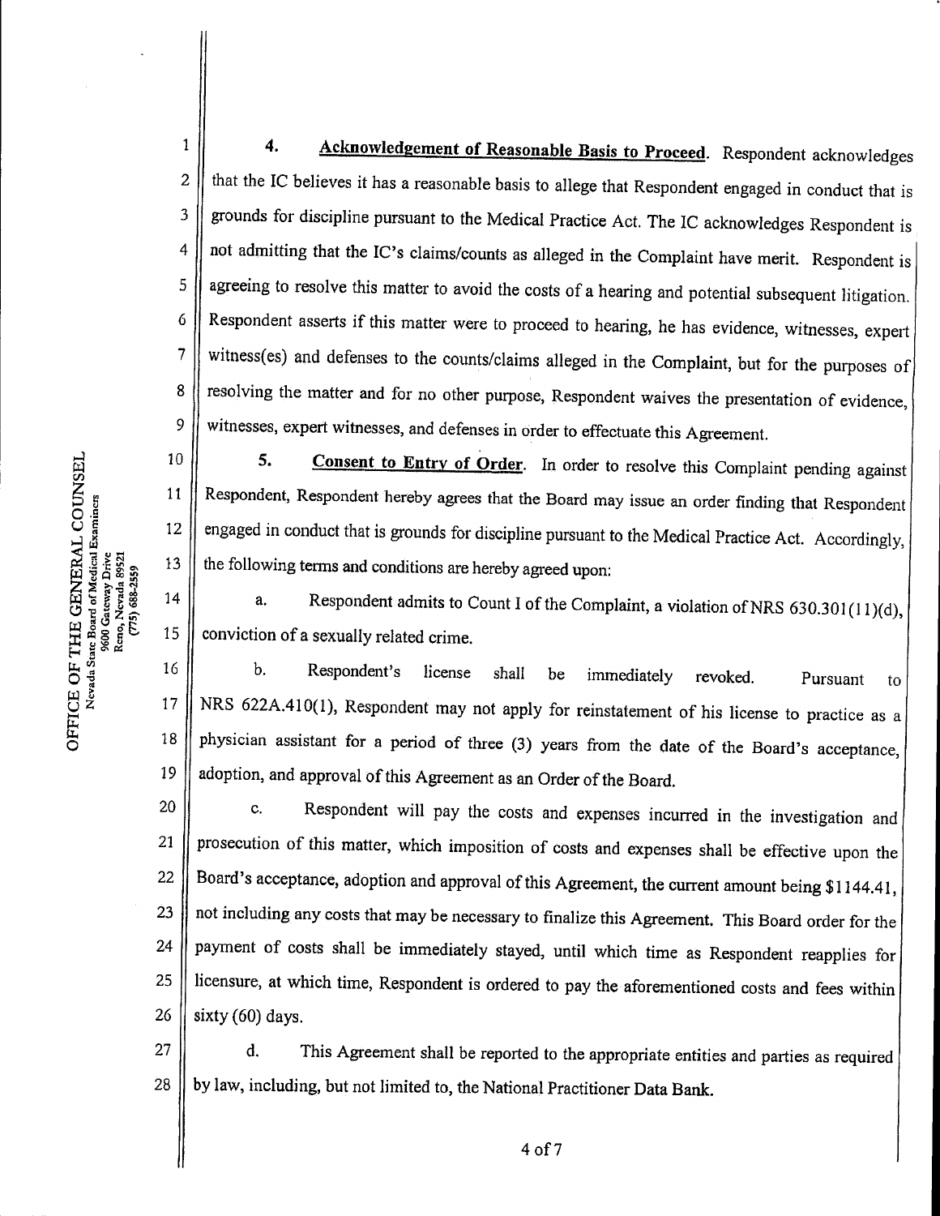**4. Acknowledgement of Reasonable Basis to Proceed.** Respondent acknowledges that the IC believes it has a reasonable basis to allege that Respondent engaged in conduct that is grounds for discipline pursuant to the Medical Practice Act. The IC acknowledges Respondent is not admitting that the IC's claims/counts as alleged in the Complaint have merit. Respondent is agreeing to resolve this matter to avoid the costs of a hearing and potential subsequent litigation. Respondent asserts if this matter were to proceed to hearing, he has evidence, witnesses, expert witness(es) and defenses to the counts/claims alleged in the Complaint, but for the purposes of resolving the matter and for no other purpose, Respondent waives the presentation of evidence, witnesses, expert witnesses, and defenses in order to effectuate this Agreement.

**5. Consent to Entry of Order.** In order to resolve this Complaint pending against Respondent, Respondent hereby agrees that the Board may issue an order finding that Respondent engaged in conduct that is grounds for discipline pursuant to the Medical Practice Act. Accordingly, the following terms and conditions are hereby agreed upon:

a. Respondent admits to Count I of the Complaint, a violation of NRS 630.301(11)(d), conviction of a sexually related crime.

b. Respondent's license shall be immediately revoked. Pursuant to NRS 622A.410(1), Respondent may not apply for reinstatement of his license to practice as a physician assistant for a period of three (3) years from the date of the Board's acceptance, adoption, and approval of this Agreement as an Order of the Board.

c. Respondent will pay the costs and expenses incurred in the investigation and prosecution of this matter, which imposition of costs and expenses shall be effective upon the Board's acceptance, adoption and approval of this Agreement, the current amount being $1144.41, not including any costs that may be necessary to finalize this Agreement. This Board order for the payment of costs shall be immediately stayed, until which time as Respondent reapplies for licensure, at which time, Respondent is ordered to pay the aforementioned costs and fees within sixty (60) days.

d. This Agreement shall be reported to the appropriate entities and parties as required by law, including, but not limited to, the National Practitioner Data Bank.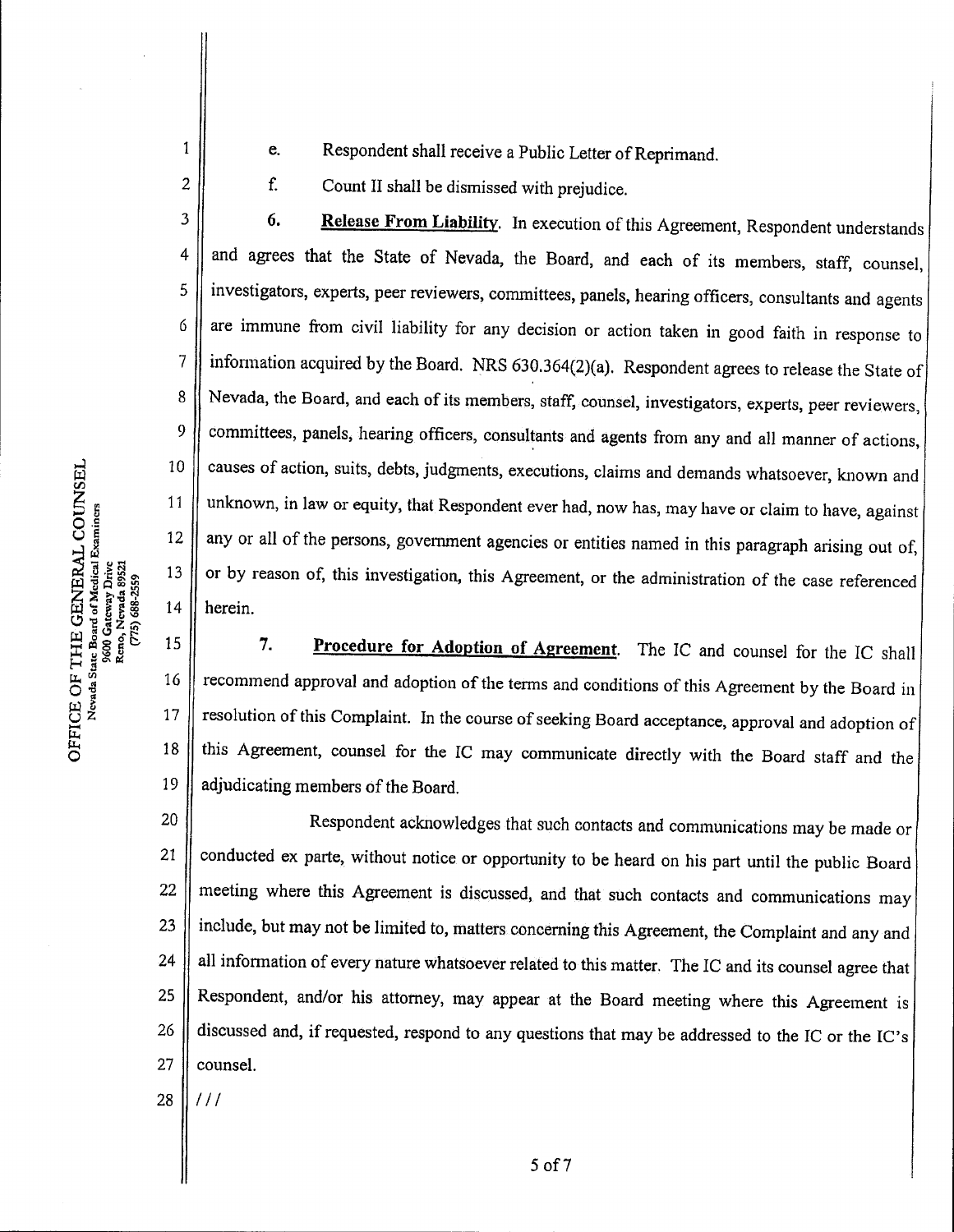e. Respondent shall receive a Public Letter of Reprimand.

f. Count II shall be dismissed with prejudice.

6. **Release From Liability**. In execution of this Agreement, Respondent understands and agrees that the State of Nevada, the Board, and each of its members, staff, counsel, investigators, experts, peer reviewers, committees, panels, hearing officers, consultants and agents are immune from civil liability for any decision or action taken in good faith in response to information acquired by the Board. NRS 630.364(2)(a). Respondent agrees to release the State of Nevada, the Board, and each of its members, staff, counsel, investigators, experts, peer reviewers, committees, panels, hearing officers, consultants and agents from any and all manner of actions, causes of action, suits, debts, judgments, executions, claims and demands whatsoever, known and unknown, in law or equity, that Respondent ever had, now has, may have or claim to have, against any or all of the persons, government agencies or entities named in this paragraph arising out of, or by reason of, this investigation, this Agreement, or the administration of the case referenced herein.

7. **Procedure for Adoption of Agreement**. The IC and counsel for the IC shall recommend approval and adoption of the terms and conditions of this Agreement by the Board in resolution of this Complaint. In the course of seeking Board acceptance, approval and adoption of this Agreement, counsel for the IC may communicate directly with the Board staff and the adjudicating members of the Board.

Respondent acknowledges that such contacts and communications may be made or conducted ex parte, without notice or opportunity to be heard on his part until the public Board meeting where this Agreement is discussed, and that such contacts and communications may include, but may not be limited to, matters concerning this Agreement, the Complaint and any and all information of every nature whatsoever related to this matter. The IC and its counsel agree that Respondent, and/or his attorney, may appear at the Board meeting where this Agreement is discussed and, if requested, respond to any questions that may be addressed to the IC or the IC's counsel.

///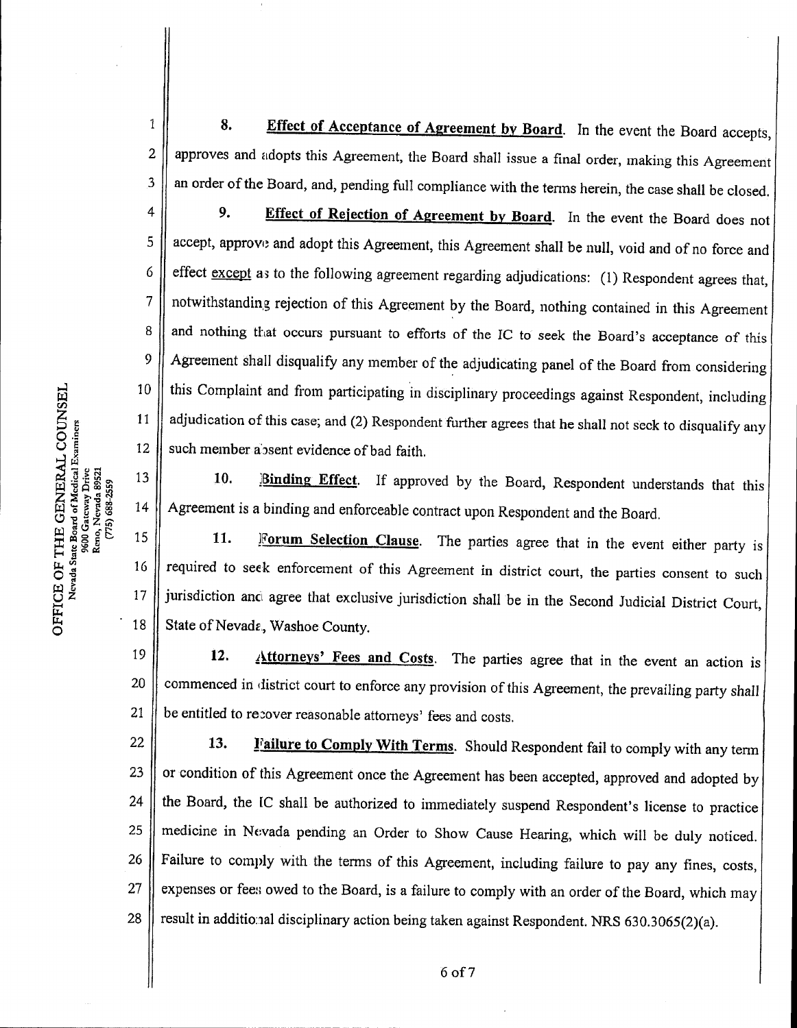**8. Effect of Acceptance of Agreement by Board.** In the event the Board accepts, approves and adopts this Agreement, the Board shall issue a final order, making this Agreement an order of the Board, and, pending full compliance with the terms herein, the case shall be closed.

**9. Effect of Rejection of Agreement by Board.** In the event the Board does not accept, approve and adopt this Agreement, this Agreement shall be null, void and of no force and effect except as to the following agreement regarding adjudications: (1) Respondent agrees that, notwithstanding rejection of this Agreement by the Board, nothing contained in this Agreement and nothing that occurs pursuant to efforts of the IC to seek the Board's acceptance of this Agreement shall disqualify any member of the adjudicating panel of the Board from considering this Complaint and from participating in disciplinary proceedings against Respondent, including adjudication of this case; and (2) Respondent further agrees that he shall not seek to disqualify any such member absent evidence of bad faith.

**10. Binding Effect.** If approved by the Board, Respondent understands that this Agreement is a binding and enforceable contract upon Respondent and the Board.

**11. Forum Selection Clause.** The parties agree that in the event either party is required to seek enforcement of this Agreement in district court, the parties consent to such jurisdiction and agree that exclusive jurisdiction shall be in the Second Judicial District Court, State of Nevada, Washoe County.

**12. Attorneys' Fees and Costs.** The parties agree that in the event an action is commenced in district court to enforce any provision of this Agreement, the prevailing party shall be entitled to recover reasonable attorneys' fees and costs.

**13. Failure to Comply With Terms.** Should Respondent fail to comply with any term or condition of this Agreement once the Agreement has been accepted, approved and adopted by the Board, the IC shall be authorized to immediately suspend Respondent's license to practice medicine in Nevada pending an Order to Show Cause Hearing, which will be duly noticed. Failure to comply with the terms of this Agreement, including failure to pay any fines, costs, expenses or fees owed to the Board, is a failure to comply with an order of the Board, which may result in additional disciplinary action being taken against Respondent. NRS 630.3065(2)(a).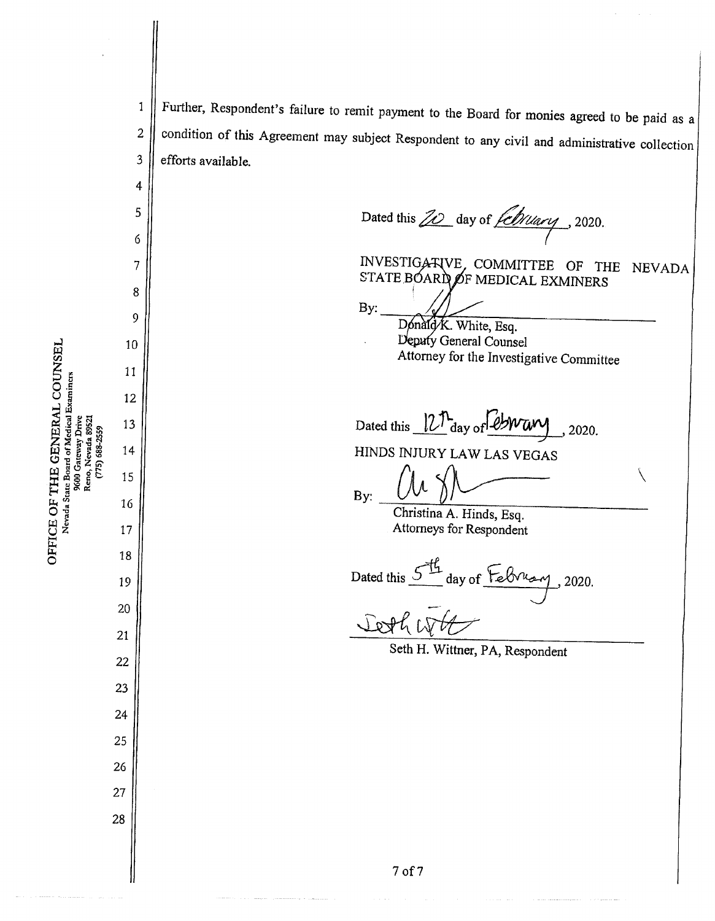Further, Respondent's failure to remit payment to the Board for monies agreed to be paid as a condition of this Agreement may subject Respondent to any civil and administrative collection efforts available.

Dated this 20 day of February, 2020.

INVESTIGATIVE COMMITTEE OF THE NEVADA STATE BOARD OF MEDICAL EXMINERS

By: ______________________
Donald K. White, Esq.
Deputy General Counsel
Attorney for the Investigative Committee

Dated this 12th day of February, 2020.

HINDS INJURY LAW LAS VEGAS

By: ______________________
Christina A. Hinds, Esq.
Attorneys for Respondent

Dated this 5th day of February, 2020.

______________________
Seth H. Wittner, PA, Respondent

OFFICE OF THE GENERAL COUNSEL
Nevada State Board of Medical Examiners
9600 Gateway Drive
Reno, Nevada 89521
(775) 688-2559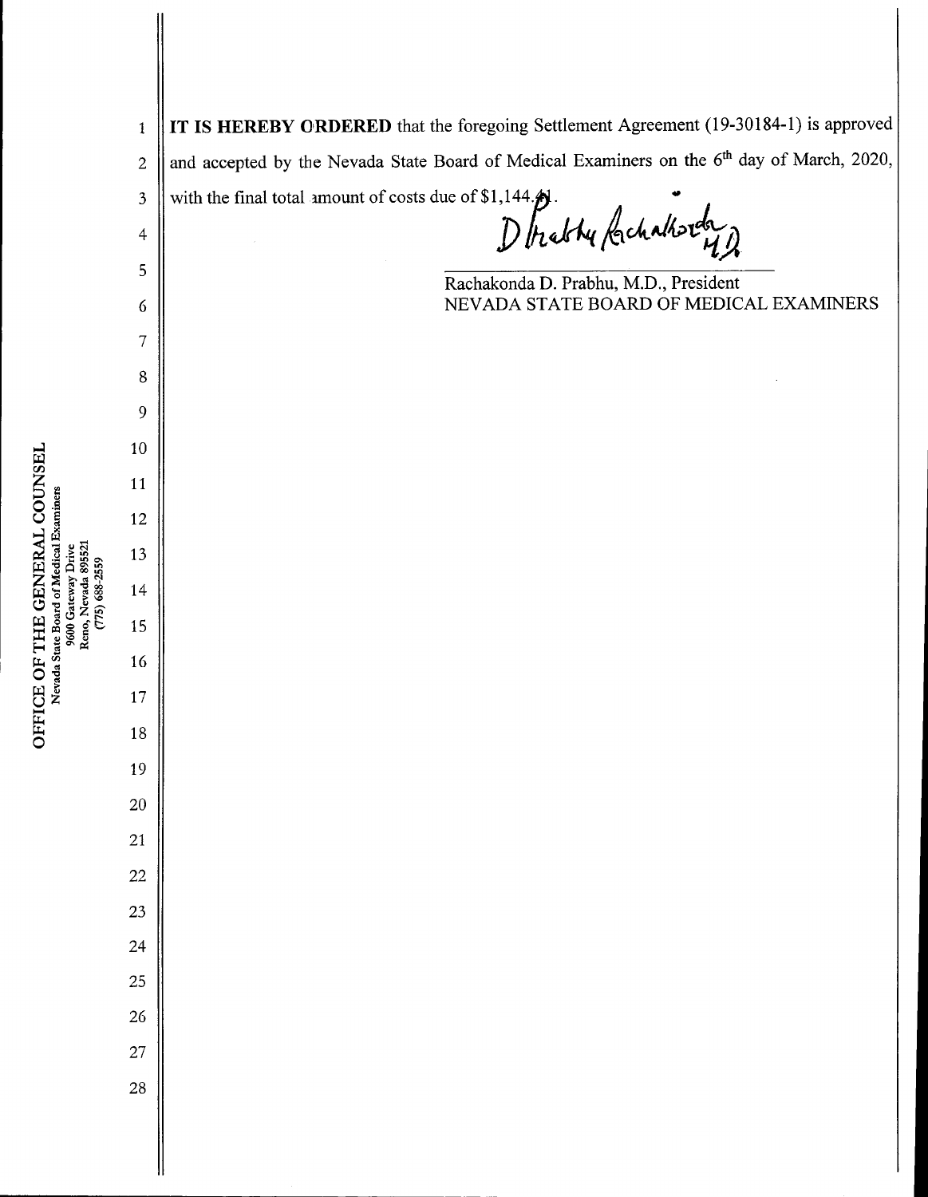**IT IS HEREBY ORDERED** that the foregoing Settlement Agreement (19-30184-1) is approved and accepted by the Nevada State Board of Medical Examiners on the 6th day of March, 2020, with the final total amount of costs due of $1,144.41.

Rachakonda D. Prabhu, M.D., President
NEVADA STATE BOARD OF MEDICAL EXAMINERS

OFFICE OF THE GENERAL COUNSEL
Nevada State Board of Medical Examiners
9600 Gateway Drive
Reno, Nevada 89521
(775) 688-2559